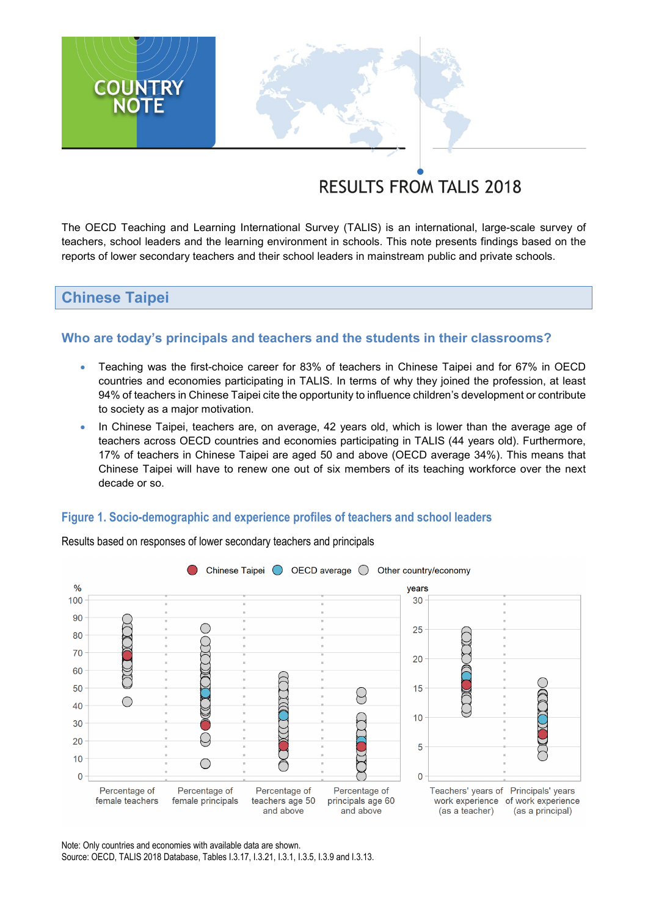COUNTRY NOTE

# RESULTS FROM TALIS 2018

The OECD Teaching and Learning International Survey (TALIS) is an international, large-scale survey of teachers, school leaders and the learning environment in schools. This note presents findings based on the reports of lower secondary teachers and their school leaders in mainstream public and private schools.

## Chinese Taipei

### Who are today's principals and teachers and the students in their classrooms?

- Teaching was the first-choice career for 83% of teachers in Chinese Taipei and for 67% in OECD countries and economies participating in TALIS. In terms of why they joined the profession, at least 94% of teachers in Chinese Taipei cite the opportunity to influence children's development or contribute to society as a major motivation.
- In Chinese Taipei, teachers are, on average, 42 years old, which is lower than the average age of teachers across OECD countries and economies participating in TALIS (44 years old). Furthermore, 17% of teachers in Chinese Taipei are aged 50 and above (OECD average 34%). This means that Chinese Taipei will have to renew one out of six members of its teaching workforce over the next decade or so.

### Figure 1. Socio-demographic and experience profiles of teachers and school leaders

Results based on responses of lower secondary teachers and principals

Note: Only countries and economies with available data are shown.
Source: OECD, TALIS 2018 Database, Tables I.3.17, I.3.21, I.3.1, I.3.5, I.3.9 and I.3.13.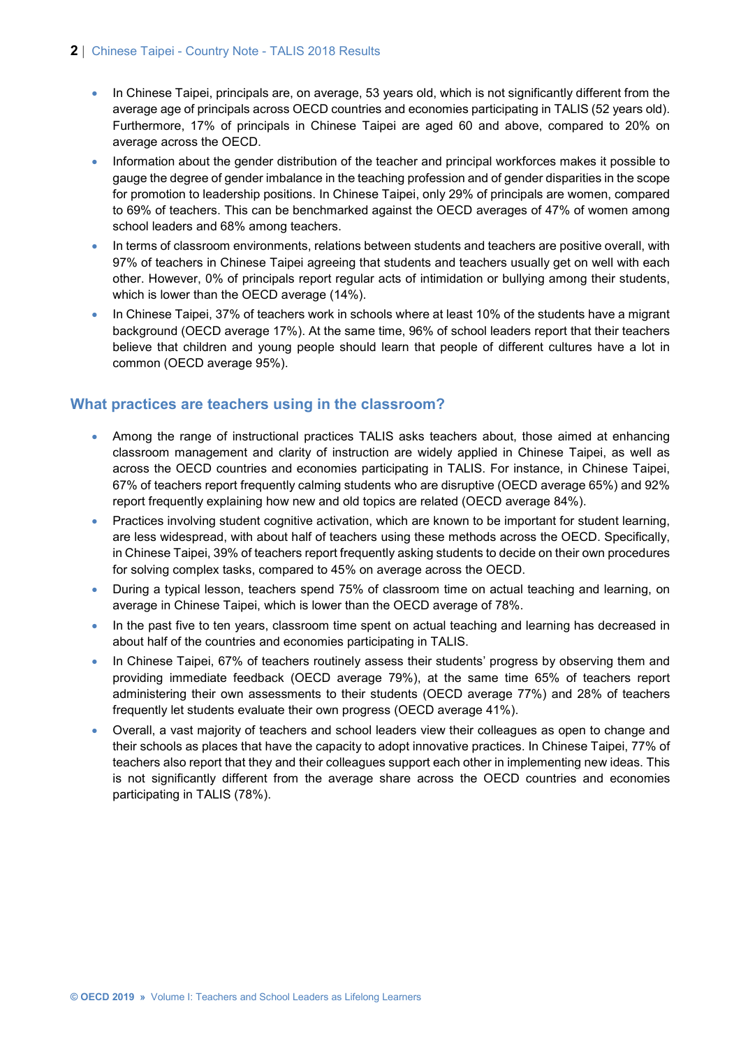- In Chinese Taipei, principals are, on average, 53 years old, which is not significantly different from the average age of principals across OECD countries and economies participating in TALIS (52 years old). Furthermore, 17% of principals in Chinese Taipei are aged 60 and above, compared to 20% on average across the OECD.
- Information about the gender distribution of the teacher and principal workforces makes it possible to gauge the degree of gender imbalance in the teaching profession and of gender disparities in the scope for promotion to leadership positions. In Chinese Taipei, only 29% of principals are women, compared to 69% of teachers. This can be benchmarked against the OECD averages of 47% of women among school leaders and 68% among teachers.
- In terms of classroom environments, relations between students and teachers are positive overall, with 97% of teachers in Chinese Taipei agreeing that students and teachers usually get on well with each other. However, 0% of principals report regular acts of intimidation or bullying among their students, which is lower than the OECD average (14%).
- In Chinese Taipei, 37% of teachers work in schools where at least 10% of the students have a migrant background (OECD average 17%). At the same time, 96% of school leaders report that their teachers believe that children and young people should learn that people of different cultures have a lot in common (OECD average 95%).

## What practices are teachers using in the classroom?

- Among the range of instructional practices TALIS asks teachers about, those aimed at enhancing classroom management and clarity of instruction are widely applied in Chinese Taipei, as well as across the OECD countries and economies participating in TALIS. For instance, in Chinese Taipei, 67% of teachers report frequently calming students who are disruptive (OECD average 65%) and 92% report frequently explaining how new and old topics are related (OECD average 84%).
- Practices involving student cognitive activation, which are known to be important for student learning, are less widespread, with about half of teachers using these methods across the OECD. Specifically, in Chinese Taipei, 39% of teachers report frequently asking students to decide on their own procedures for solving complex tasks, compared to 45% on average across the OECD.
- During a typical lesson, teachers spend 75% of classroom time on actual teaching and learning, on average in Chinese Taipei, which is lower than the OECD average of 78%.
- In the past five to ten years, classroom time spent on actual teaching and learning has decreased in about half of the countries and economies participating in TALIS.
- In Chinese Taipei, 67% of teachers routinely assess their students' progress by observing them and providing immediate feedback (OECD average 79%), at the same time 65% of teachers report administering their own assessments to their students (OECD average 77%) and 28% of teachers frequently let students evaluate their own progress (OECD average 41%).
- Overall, a vast majority of teachers and school leaders view their colleagues as open to change and their schools as places that have the capacity to adopt innovative practices. In Chinese Taipei, 77% of teachers also report that they and their colleagues support each other in implementing new ideas. This is not significantly different from the average share across the OECD countries and economies participating in TALIS (78%).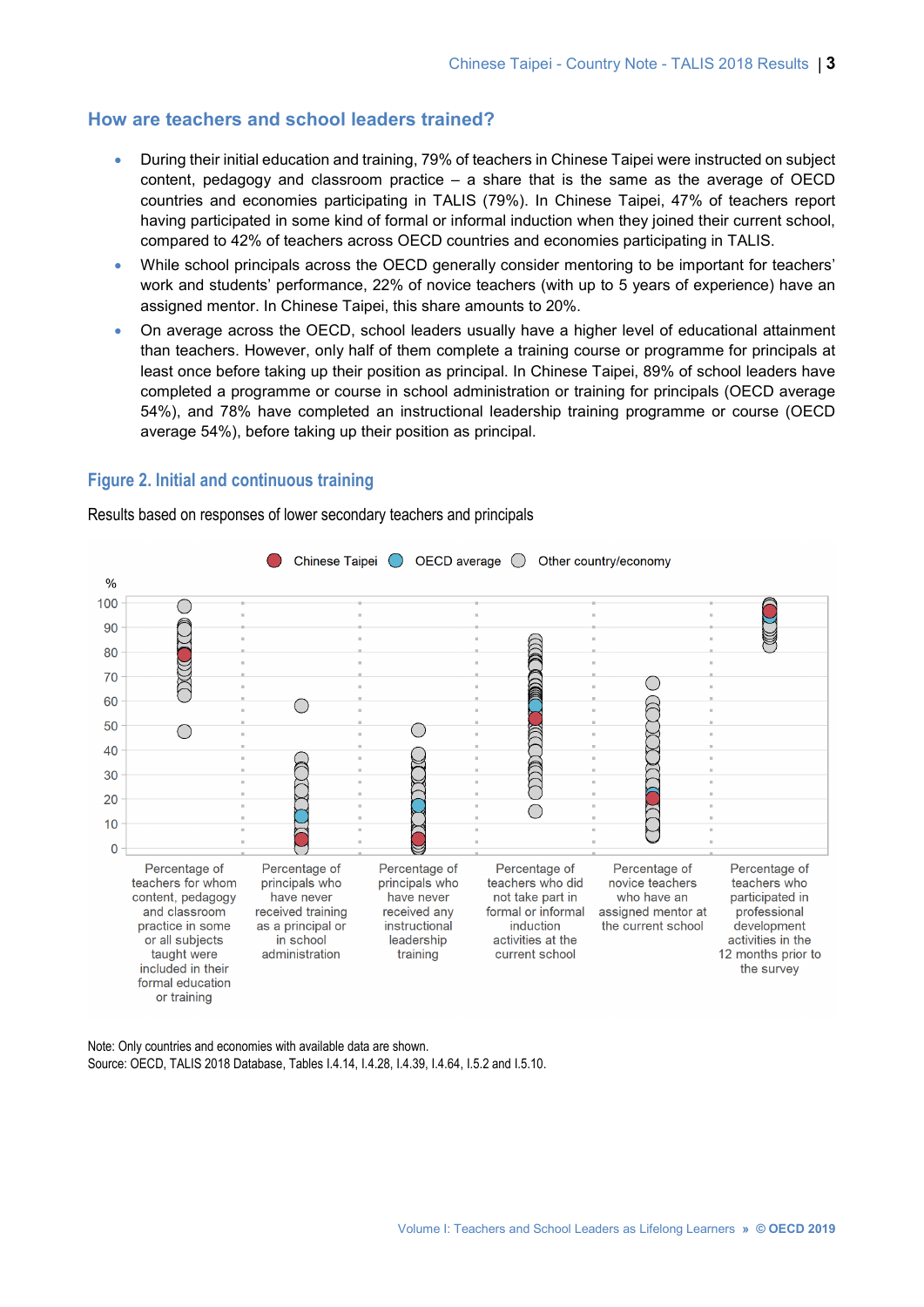## How are teachers and school leaders trained?

- During their initial education and training, 79% of teachers in Chinese Taipei were instructed on subject content, pedagogy and classroom practice – a share that is the same as the average of OECD countries and economies participating in TALIS (79%). In Chinese Taipei, 47% of teachers report having participated in some kind of formal or informal induction when they joined their current school, compared to 42% of teachers across OECD countries and economies participating in TALIS.
- While school principals across the OECD generally consider mentoring to be important for teachers' work and students' performance, 22% of novice teachers (with up to 5 years of experience) have an assigned mentor. In Chinese Taipei, this share amounts to 20%.
- On average across the OECD, school leaders usually have a higher level of educational attainment than teachers. However, only half of them complete a training course or programme for principals at least once before taking up their position as principal. In Chinese Taipei, 89% of school leaders have completed a programme or course in school administration or training for principals (OECD average 54%), and 78% have completed an instructional leadership training programme or course (OECD average 54%), before taking up their position as principal.

### Figure 2. Initial and continuous training

Results based on responses of lower secondary teachers and principals

Chinese Taipei | OECD average | Other country/economy

%

Percentage of teachers for whom content, pedagogy and classroom practice in some or all subjects taught were included in their formal education or training

Percentage of principals who have never received training as a principal or in school administration

Percentage of principals who have never received any instructional leadership training

Percentage of teachers who did not take part in formal or informal induction activities at the current school

Percentage of novice teachers who have an assigned mentor at the current school

Percentage of teachers who participated in professional development activities in the 12 months prior to the survey

Note: Only countries and economies with available data are shown.
Source: OECD, TALIS 2018 Database, Tables I.4.14, I.4.28, I.4.39, I.4.64, I.5.2 and I.5.10.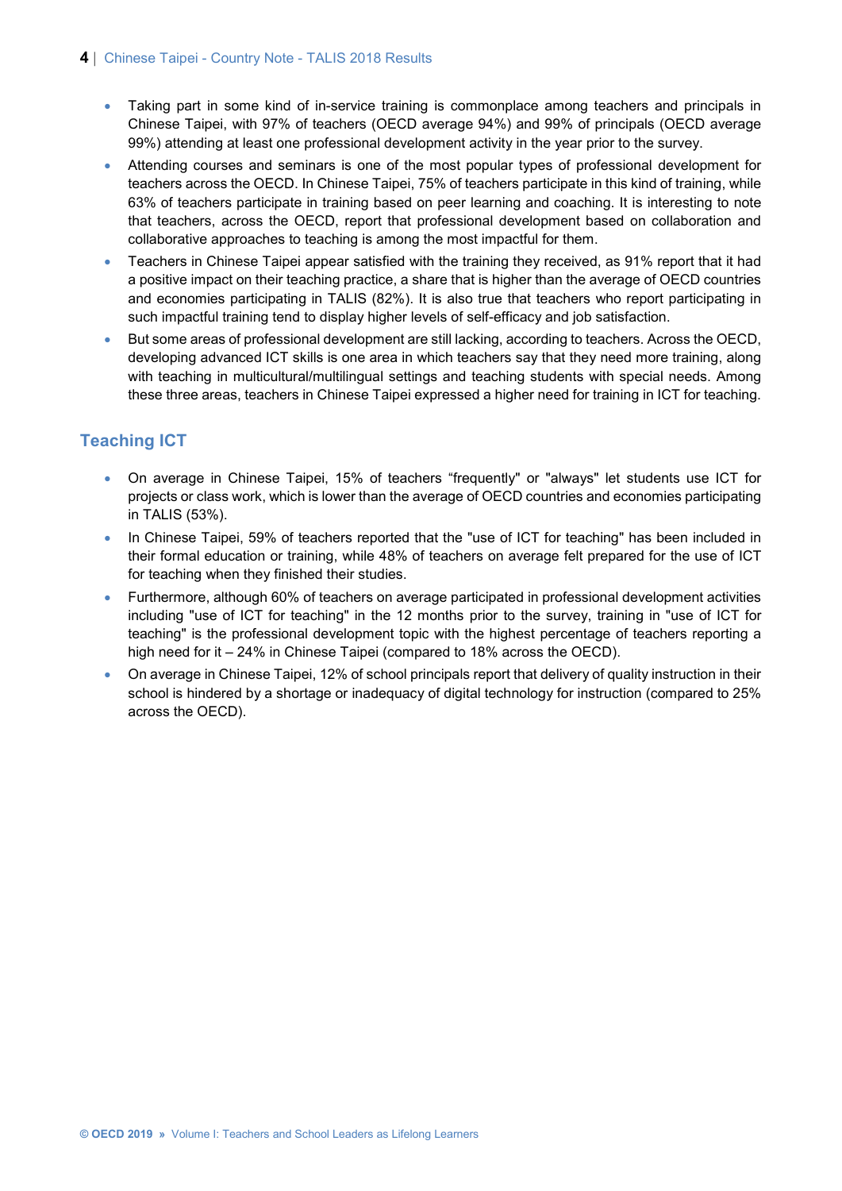- Taking part in some kind of in-service training is commonplace among teachers and principals in Chinese Taipei, with 97% of teachers (OECD average 94%) and 99% of principals (OECD average 99%) attending at least one professional development activity in the year prior to the survey.
- Attending courses and seminars is one of the most popular types of professional development for teachers across the OECD. In Chinese Taipei, 75% of teachers participate in this kind of training, while 63% of teachers participate in training based on peer learning and coaching. It is interesting to note that teachers, across the OECD, report that professional development based on collaboration and collaborative approaches to teaching is among the most impactful for them.
- Teachers in Chinese Taipei appear satisfied with the training they received, as 91% report that it had a positive impact on their teaching practice, a share that is higher than the average of OECD countries and economies participating in TALIS (82%). It is also true that teachers who report participating in such impactful training tend to display higher levels of self-efficacy and job satisfaction.
- But some areas of professional development are still lacking, according to teachers. Across the OECD, developing advanced ICT skills is one area in which teachers say that they need more training, along with teaching in multicultural/multilingual settings and teaching students with special needs. Among these three areas, teachers in Chinese Taipei expressed a higher need for training in ICT for teaching.

## Teaching ICT

- On average in Chinese Taipei, 15% of teachers “frequently" or "always" let students use ICT for projects or class work, which is lower than the average of OECD countries and economies participating in TALIS (53%).
- In Chinese Taipei, 59% of teachers reported that the "use of ICT for teaching" has been included in their formal education or training, while 48% of teachers on average felt prepared for the use of ICT for teaching when they finished their studies.
- Furthermore, although 60% of teachers on average participated in professional development activities including "use of ICT for teaching" in the 12 months prior to the survey, training in "use of ICT for teaching" is the professional development topic with the highest percentage of teachers reporting a high need for it – 24% in Chinese Taipei (compared to 18% across the OECD).
- On average in Chinese Taipei, 12% of school principals report that delivery of quality instruction in their school is hindered by a shortage or inadequacy of digital technology for instruction (compared to 25% across the OECD).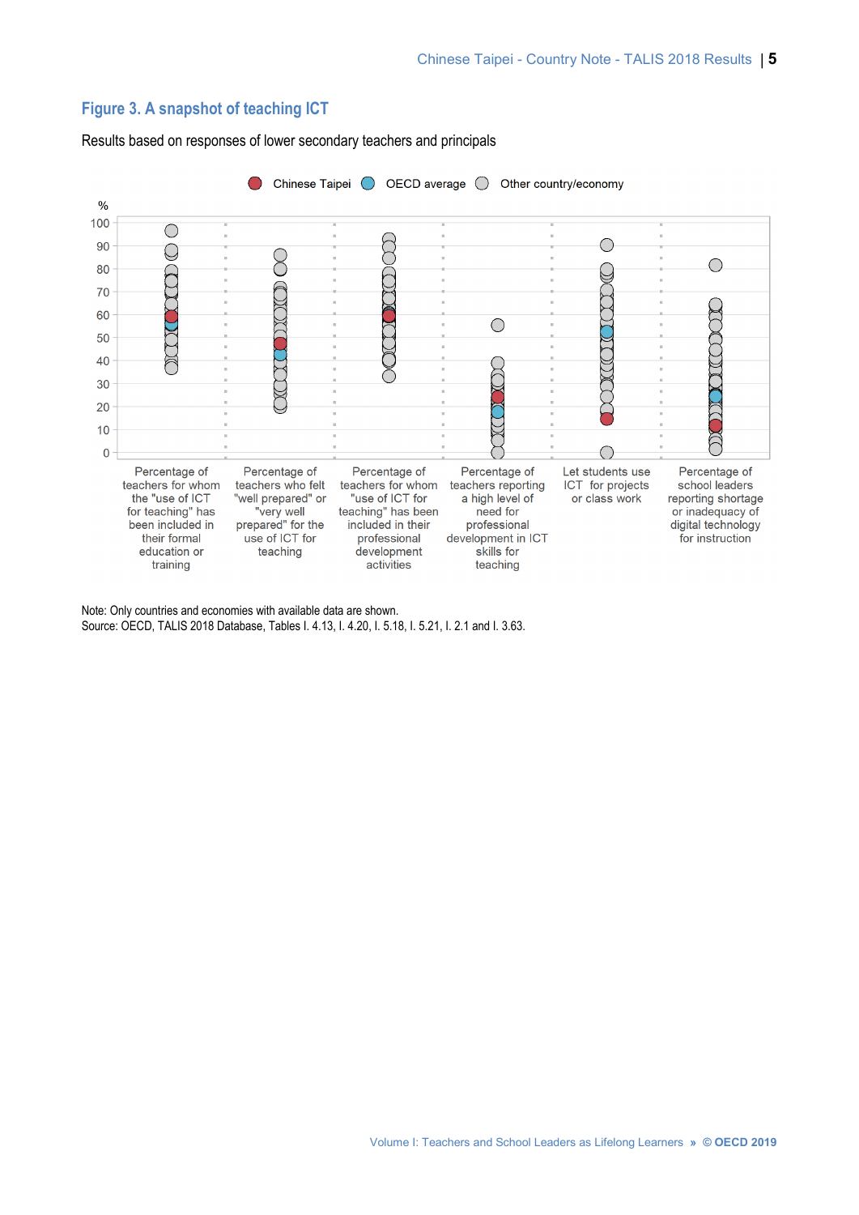## Figure 3. A snapshot of teaching ICT

Results based on responses of lower secondary teachers and principals

Chinese Taipei ● OECD average ● Other country/economy

%

100
90
80
70
60
50
40
30
20
10
0

Percentage of teachers for whom the "use of ICT for teaching" has been included in their formal education or training

Percentage of teachers who felt "well prepared" or "very well prepared" for the use of ICT for teaching

Percentage of teachers for whom "use of ICT for teaching" has been included in their professional development activities

Percentage of teachers reporting a high level of need for professional development in ICT skills for teaching

Let students use ICT for projects or class work

Percentage of school leaders reporting shortage or inadequacy of digital technology for instruction

Note: Only countries and economies with available data are shown.
Source: OECD, TALIS 2018 Database, Tables I. 4.13, I. 4.20, I. 5.18, I. 5.21, I. 2.1 and I. 3.63.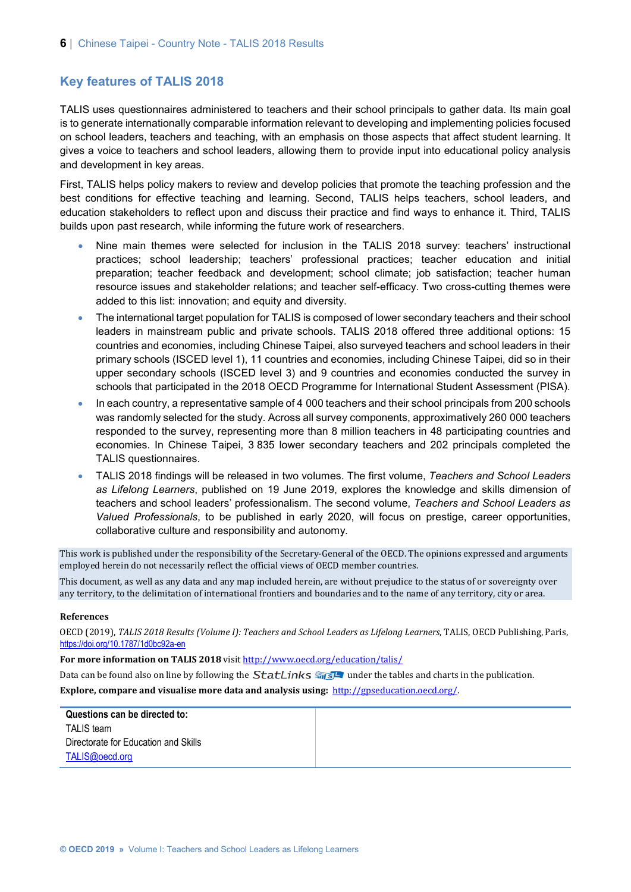## Key features of TALIS 2018

TALIS uses questionnaires administered to teachers and their school principals to gather data. Its main goal is to generate internationally comparable information relevant to developing and implementing policies focused on school leaders, teachers and teaching, with an emphasis on those aspects that affect student learning. It gives a voice to teachers and school leaders, allowing them to provide input into educational policy analysis and development in key areas.

First, TALIS helps policy makers to review and develop policies that promote the teaching profession and the best conditions for effective teaching and learning. Second, TALIS helps teachers, school leaders, and education stakeholders to reflect upon and discuss their practice and find ways to enhance it. Third, TALIS builds upon past research, while informing the future work of researchers.

- Nine main themes were selected for inclusion in the TALIS 2018 survey: teachers' instructional practices; school leadership; teachers' professional practices; teacher education and initial preparation; teacher feedback and development; school climate; job satisfaction; teacher human resource issues and stakeholder relations; and teacher self-efficacy. Two cross-cutting themes were added to this list: innovation; and equity and diversity.
- The international target population for TALIS is composed of lower secondary teachers and their school leaders in mainstream public and private schools. TALIS 2018 offered three additional options: 15 countries and economies, including Chinese Taipei, also surveyed teachers and school leaders in their primary schools (ISCED level 1), 11 countries and economies, including Chinese Taipei, did so in their upper secondary schools (ISCED level 3) and 9 countries and economies conducted the survey in schools that participated in the 2018 OECD Programme for International Student Assessment (PISA).
- In each country, a representative sample of 4 000 teachers and their school principals from 200 schools was randomly selected for the study. Across all survey components, approximatively 260 000 teachers responded to the survey, representing more than 8 million teachers in 48 participating countries and economies. In Chinese Taipei, 3 835 lower secondary teachers and 202 principals completed the TALIS questionnaires.
- TALIS 2018 findings will be released in two volumes. The first volume, *Teachers and School Leaders as Lifelong Learners*, published on 19 June 2019, explores the knowledge and skills dimension of teachers and school leaders' professionalism. The second volume, *Teachers and School Leaders as Valued Professionals*, to be published in early 2020, will focus on prestige, career opportunities, collaborative culture and responsibility and autonomy.

This work is published under the responsibility of the Secretary-General of the OECD. The opinions expressed and arguments employed herein do not necessarily reflect the official views of OECD member countries.

This document, as well as any data and any map included herein, are without prejudice to the status of or sovereignty over any territory, to the delimitation of international frontiers and boundaries and to the name of any territory, city or area.

**References**

OECD (2019), *TALIS 2018 Results (Volume I): Teachers and School Leaders as Lifelong Learners*, TALIS, OECD Publishing, Paris, https://doi.org/10.1787/1d0bc92a-en

**For more information on TALIS 2018** visit http://www.oecd.org/education/talis/

Data can be found also on line by following the StatLinks under the tables and charts in the publication.

**Explore, compare and visualise more data and analysis using:** http://gpseducation.oecd.org/.

| **Questions can be directed to:**<br>TALIS team<br>Directorate for Education and Skills<br>TALIS@oecd.org | |
|---|---|